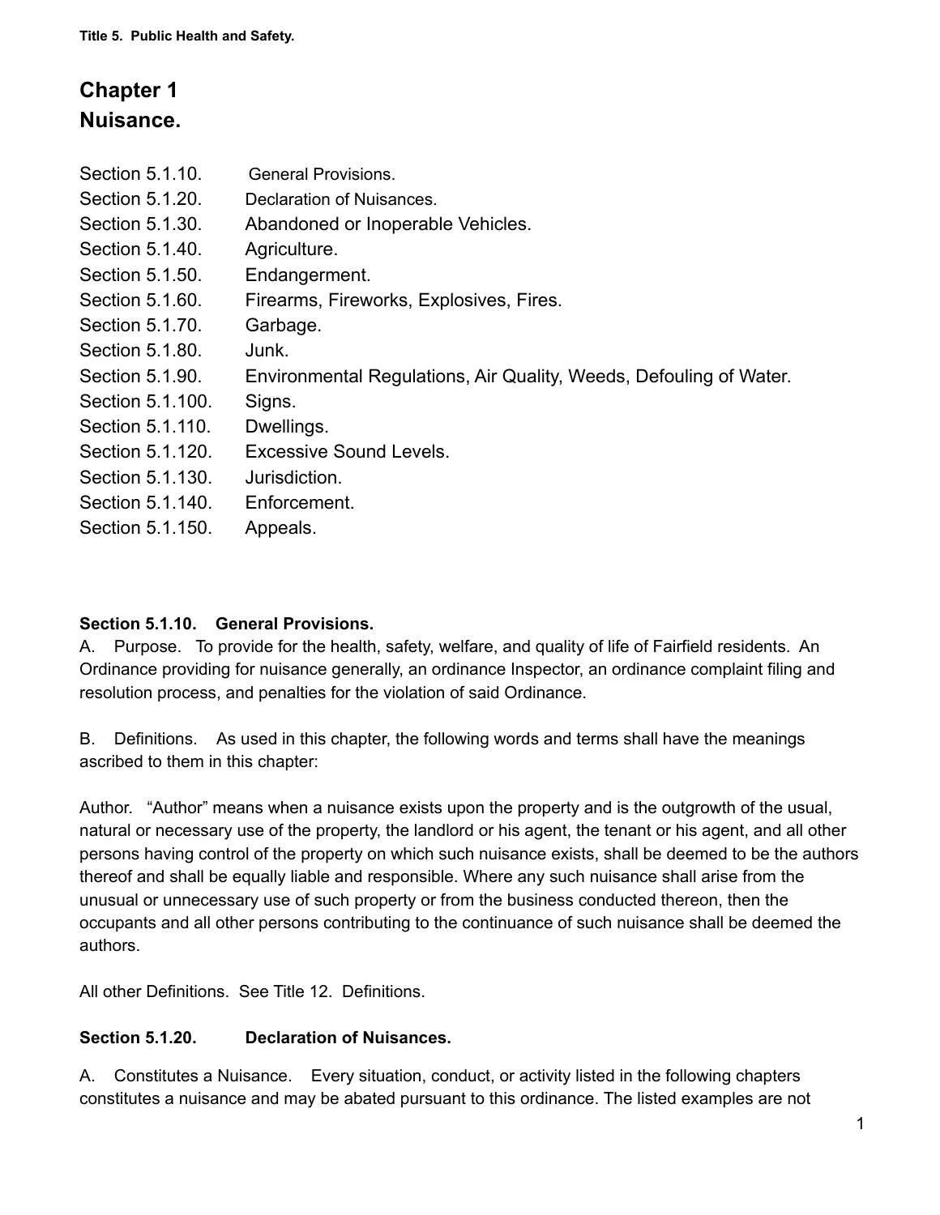Title 5. Public Health and Safety.

# Chapter 1
# Nuisance.

| | |
|---|---|
| Section 5.1.10. | General Provisions. |
| Section 5.1.20. | Declaration of Nuisances. |
| Section 5.1.30. | Abandoned or Inoperable Vehicles. |
| Section 5.1.40. | Agriculture. |
| Section 5.1.50. | Endangerment. |
| Section 5.1.60. | Firearms, Fireworks, Explosives, Fires. |
| Section 5.1.70. | Garbage. |
| Section 5.1.80. | Junk. |
| Section 5.1.90. | Environmental Regulations, Air Quality, Weeds, Defouling of Water. |
| Section 5.1.100. | Signs. |
| Section 5.1.110. | Dwellings. |
| Section 5.1.120. | Excessive Sound Levels. |
| Section 5.1.130. | Jurisdiction. |
| Section 5.1.140. | Enforcement. |
| Section 5.1.150. | Appeals. |

### Section 5.1.10. General Provisions.

A. Purpose. To provide for the health, safety, welfare, and quality of life of Fairfield residents. An Ordinance providing for nuisance generally, an ordinance Inspector, an ordinance complaint filing and resolution process, and penalties for the violation of said Ordinance.

B. Definitions. As used in this chapter, the following words and terms shall have the meanings ascribed to them in this chapter:

Author. "Author" means when a nuisance exists upon the property and is the outgrowth of the usual, natural or necessary use of the property, the landlord or his agent, the tenant or his agent, and all other persons having control of the property on which such nuisance exists, shall be deemed to be the authors thereof and shall be equally liable and responsible. Where any such nuisance shall arise from the unusual or unnecessary use of such property or from the business conducted thereon, then the occupants and all other persons contributing to the continuance of such nuisance shall be deemed the authors.

All other Definitions. See Title 12. Definitions.

### Section 5.1.20. Declaration of Nuisances.

A. Constitutes a Nuisance. Every situation, conduct, or activity listed in the following chapters constitutes a nuisance and may be abated pursuant to this ordinance. The listed examples are not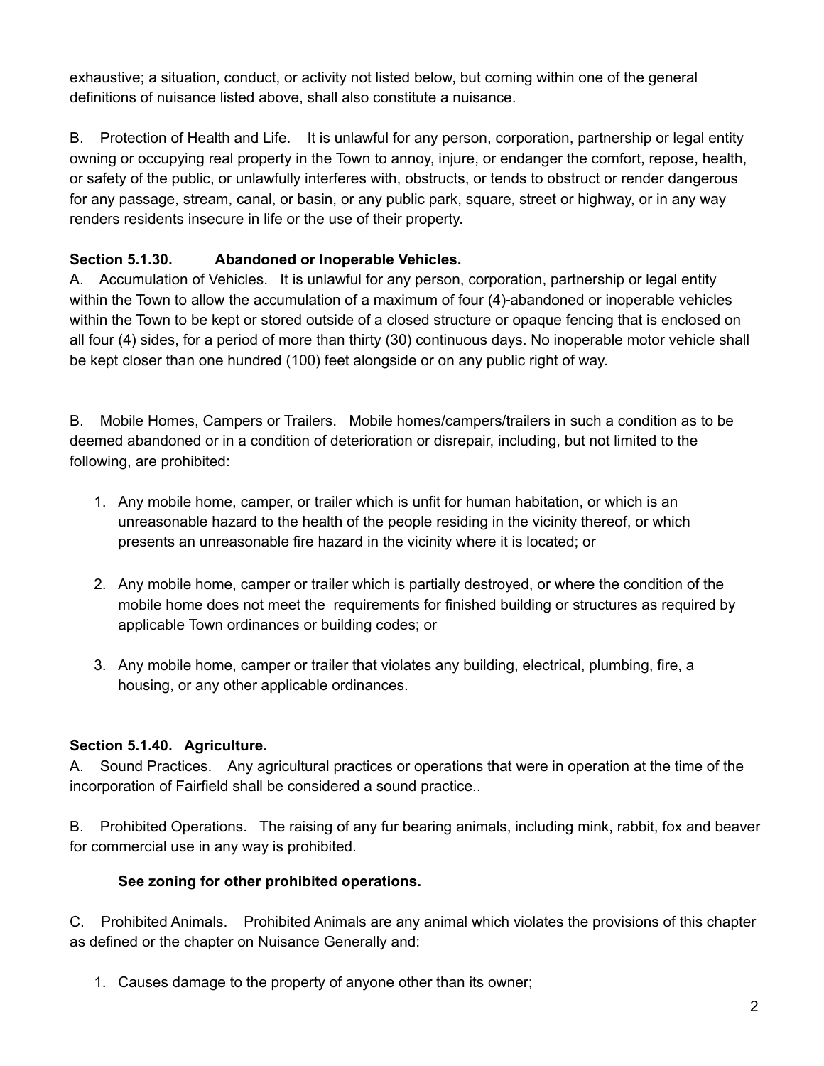exhaustive; a situation, conduct, or activity not listed below, but coming within one of the general definitions of nuisance listed above, shall also constitute a nuisance.

B. Protection of Health and Life. It is unlawful for any person, corporation, partnership or legal entity owning or occupying real property in the Town to annoy, injure, or endanger the comfort, repose, health, or safety of the public, or unlawfully interferes with, obstructs, or tends to obstruct or render dangerous for any passage, stream, canal, or basin, or any public park, square, street or highway, or in any way renders residents insecure in life or the use of their property.

**Section 5.1.30. Abandoned or Inoperable Vehicles.**

A. Accumulation of Vehicles. It is unlawful for any person, corporation, partnership or legal entity within the Town to allow the accumulation of a maximum of four (4)-abandoned or inoperable vehicles within the Town to be kept or stored outside of a closed structure or opaque fencing that is enclosed on all four (4) sides, for a period of more than thirty (30) continuous days. No inoperable motor vehicle shall be kept closer than one hundred (100) feet alongside or on any public right of way.

B. Mobile Homes, Campers or Trailers. Mobile homes/campers/trailers in such a condition as to be deemed abandoned or in a condition of deterioration or disrepair, including, but not limited to the following, are prohibited:

1. Any mobile home, camper, or trailer which is unfit for human habitation, or which is an unreasonable hazard to the health of the people residing in the vicinity thereof, or which presents an unreasonable fire hazard in the vicinity where it is located; or

2. Any mobile home, camper or trailer which is partially destroyed, or where the condition of the mobile home does not meet the requirements for finished building or structures as required by applicable Town ordinances or building codes; or

3. Any mobile home, camper or trailer that violates any building, electrical, plumbing, fire, a housing, or any other applicable ordinances.

**Section 5.1.40. Agriculture.**

A. Sound Practices. Any agricultural practices or operations that were in operation at the time of the incorporation of Fairfield shall be considered a sound practice..

B. Prohibited Operations. The raising of any fur bearing animals, including mink, rabbit, fox and beaver for commercial use in any way is prohibited.

**See zoning for other prohibited operations.**

C. Prohibited Animals. Prohibited Animals are any animal which violates the provisions of this chapter as defined or the chapter on Nuisance Generally and:

1. Causes damage to the property of anyone other than its owner;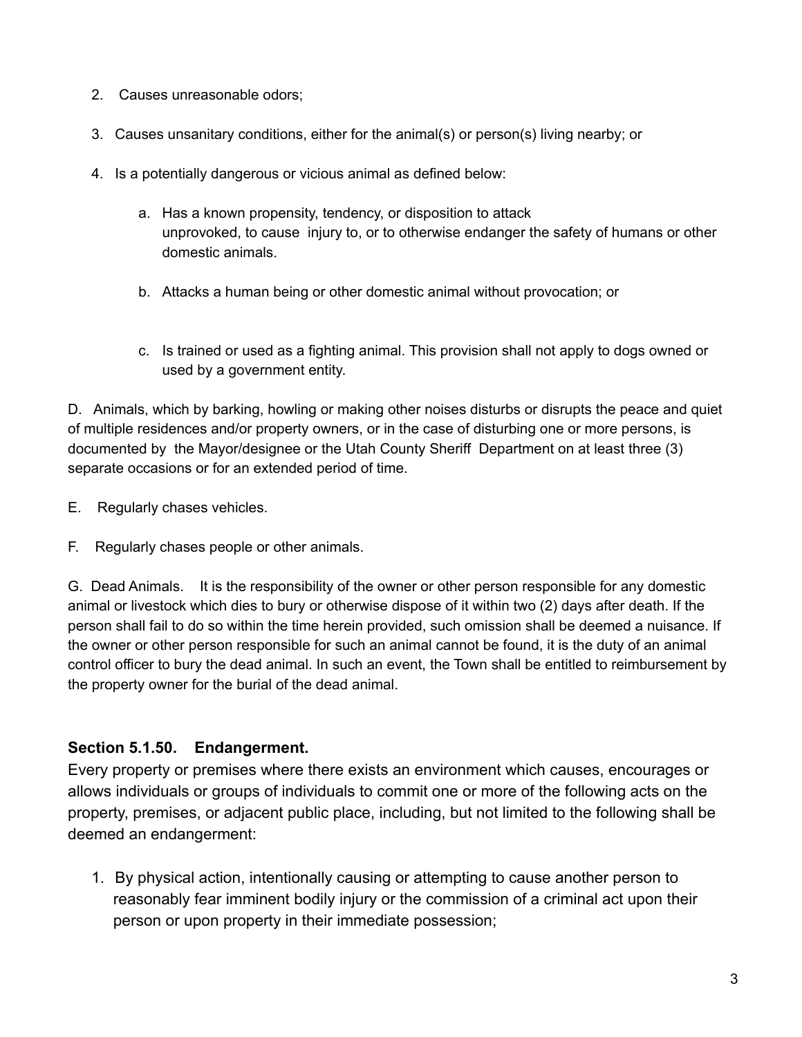2. Causes unreasonable odors;

3. Causes unsanitary conditions, either for the animal(s) or person(s) living nearby; or

4. Is a potentially dangerous or vicious animal as defined below:

    a. Has a known propensity, tendency, or disposition to attack unprovoked, to cause injury to, or to otherwise endanger the safety of humans or other domestic animals.

    b. Attacks a human being or other domestic animal without provocation; or

    c. Is trained or used as a fighting animal. This provision shall not apply to dogs owned or used by a government entity.

D. Animals, which by barking, howling or making other noises disturbs or disrupts the peace and quiet of multiple residences and/or property owners, or in the case of disturbing one or more persons, is documented by the Mayor/designee or the Utah County Sheriff Department on at least three (3) separate occasions or for an extended period of time.

E. Regularly chases vehicles.

F. Regularly chases people or other animals.

G. Dead Animals. It is the responsibility of the owner or other person responsible for any domestic animal or livestock which dies to bury or otherwise dispose of it within two (2) days after death. If the person shall fail to do so within the time herein provided, such omission shall be deemed a nuisance. If the owner or other person responsible for such an animal cannot be found, it is the duty of an animal control officer to bury the dead animal. In such an event, the Town shall be entitled to reimbursement by the property owner for the burial of the dead animal.

### Section 5.1.50. Endangerment.

Every property or premises where there exists an environment which causes, encourages or allows individuals or groups of individuals to commit one or more of the following acts on the property, premises, or adjacent public place, including, but not limited to the following shall be deemed an endangerment:

1. By physical action, intentionally causing or attempting to cause another person to reasonably fear imminent bodily injury or the commission of a criminal act upon their person or upon property in their immediate possession;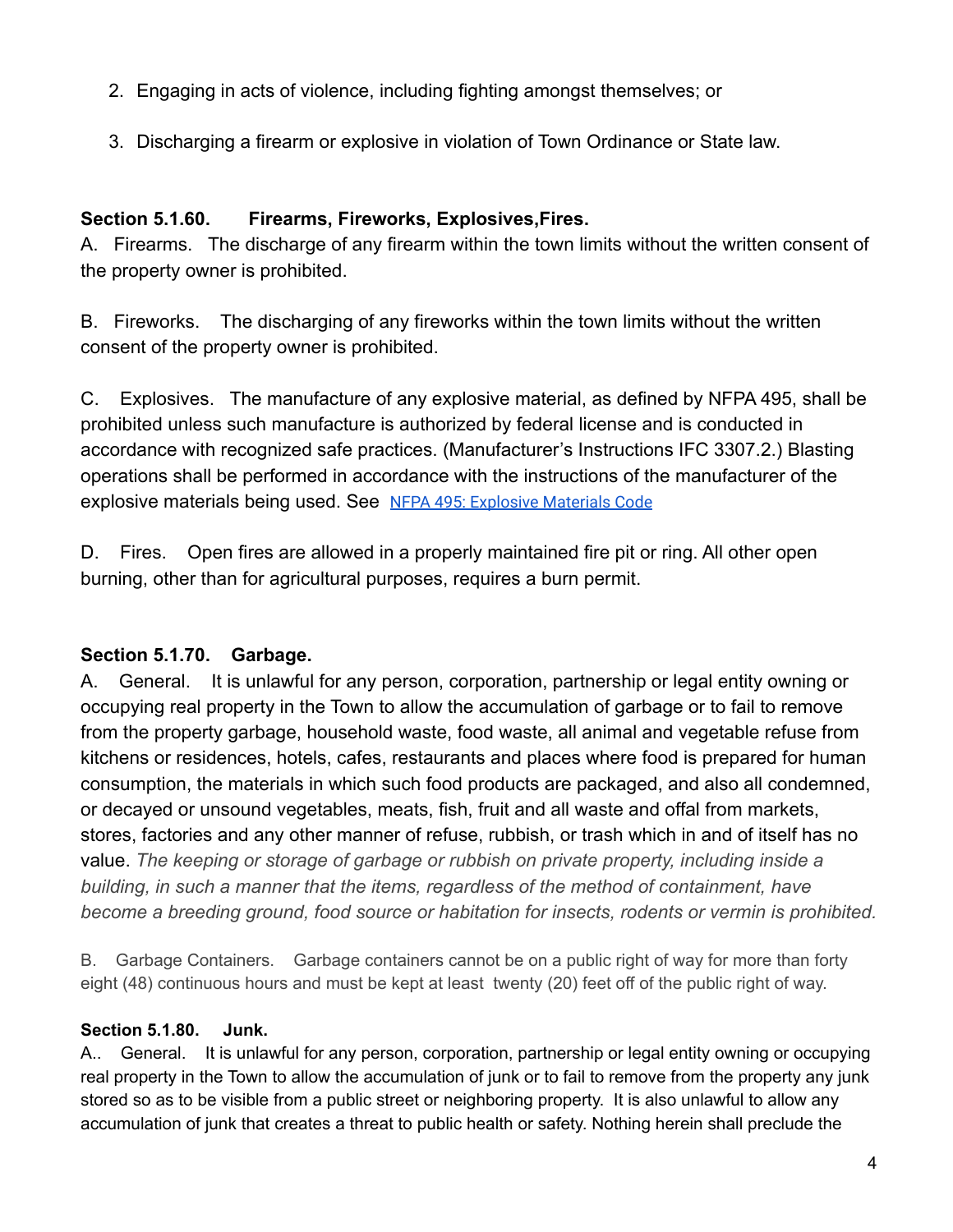2. Engaging in acts of violence, including fighting amongst themselves; or

3. Discharging a firearm or explosive in violation of Town Ordinance or State law.

**Section 5.1.60. Firearms, Fireworks, Explosives,Fires.**

A. Firearms. The discharge of any firearm within the town limits without the written consent of the property owner is prohibited.

B. Fireworks. The discharging of any fireworks within the town limits without the written consent of the property owner is prohibited.

C. Explosives. The manufacture of any explosive material, as defined by NFPA 495, shall be prohibited unless such manufacture is authorized by federal license and is conducted in accordance with recognized safe practices. (Manufacturer's Instructions IFC 3307.2.) Blasting operations shall be performed in accordance with the instructions of the manufacturer of the explosive materials being used. See NFPA 495: Explosive Materials Code

D. Fires. Open fires are allowed in a properly maintained fire pit or ring. All other open burning, other than for agricultural purposes, requires a burn permit.

**Section 5.1.70. Garbage.**

A. General. It is unlawful for any person, corporation, partnership or legal entity owning or occupying real property in the Town to allow the accumulation of garbage or to fail to remove from the property garbage, household waste, food waste, all animal and vegetable refuse from kitchens or residences, hotels, cafes, restaurants and places where food is prepared for human consumption, the materials in which such food products are packaged, and also all condemned, or decayed or unsound vegetables, meats, fish, fruit and all waste and offal from markets, stores, factories and any other manner of refuse, rubbish, or trash which in and of itself has no value. *The keeping or storage of garbage or rubbish on private property, including inside a building, in such a manner that the items, regardless of the method of containment, have become a breeding ground, food source or habitation for insects, rodents or vermin is prohibited.*

B. Garbage Containers. Garbage containers cannot be on a public right of way for more than forty eight (48) continuous hours and must be kept at least twenty (20) feet off of the public right of way.

**Section 5.1.80. Junk.**

A.. General. It is unlawful for any person, corporation, partnership or legal entity owning or occupying real property in the Town to allow the accumulation of junk or to fail to remove from the property any junk stored so as to be visible from a public street or neighboring property. It is also unlawful to allow any accumulation of junk that creates a threat to public health or safety. Nothing herein shall preclude the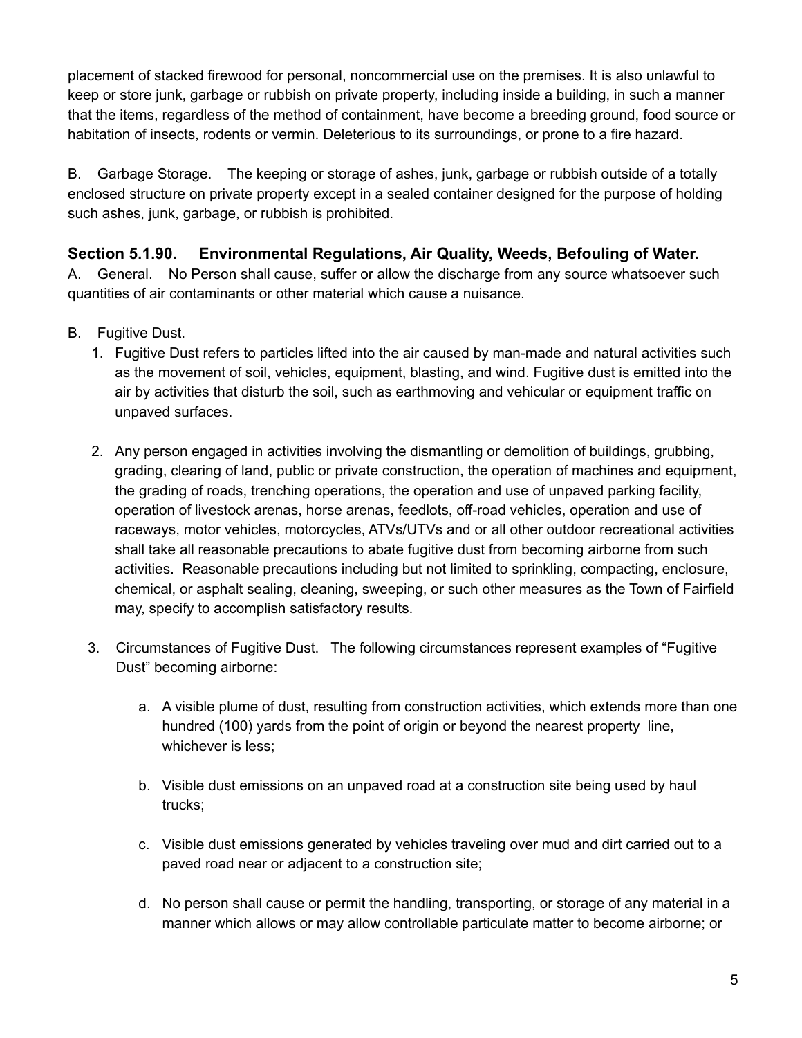placement of stacked firewood for personal, noncommercial use on the premises. It is also unlawful to keep or store junk, garbage or rubbish on private property, including inside a building, in such a manner that the items, regardless of the method of containment, have become a breeding ground, food source or habitation of insects, rodents or vermin. Deleterious to its surroundings, or prone to a fire hazard.

B. Garbage Storage. The keeping or storage of ashes, junk, garbage or rubbish outside of a totally enclosed structure on private property except in a sealed container designed for the purpose of holding such ashes, junk, garbage, or rubbish is prohibited.

### Section 5.1.90. Environmental Regulations, Air Quality, Weeds, Befouling of Water.

A. General. No Person shall cause, suffer or allow the discharge from any source whatsoever such quantities of air contaminants or other material which cause a nuisance.

B. Fugitive Dust.

1. Fugitive Dust refers to particles lifted into the air caused by man-made and natural activities such as the movement of soil, vehicles, equipment, blasting, and wind. Fugitive dust is emitted into the air by activities that disturb the soil, such as earthmoving and vehicular or equipment traffic on unpaved surfaces.

2. Any person engaged in activities involving the dismantling or demolition of buildings, grubbing, grading, clearing of land, public or private construction, the operation of machines and equipment, the grading of roads, trenching operations, the operation and use of unpaved parking facility, operation of livestock arenas, horse arenas, feedlots, off-road vehicles, operation and use of raceways, motor vehicles, motorcycles, ATVs/UTVs and or all other outdoor recreational activities shall take all reasonable precautions to abate fugitive dust from becoming airborne from such activities. Reasonable precautions including but not limited to sprinkling, compacting, enclosure, chemical, or asphalt sealing, cleaning, sweeping, or such other measures as the Town of Fairfield may, specify to accomplish satisfactory results.

3. Circumstances of Fugitive Dust. The following circumstances represent examples of "Fugitive Dust" becoming airborne:

   a. A visible plume of dust, resulting from construction activities, which extends more than one hundred (100) yards from the point of origin or beyond the nearest property line, whichever is less;

   b. Visible dust emissions on an unpaved road at a construction site being used by haul trucks;

   c. Visible dust emissions generated by vehicles traveling over mud and dirt carried out to a paved road near or adjacent to a construction site;

   d. No person shall cause or permit the handling, transporting, or storage of any material in a manner which allows or may allow controllable particulate matter to become airborne; or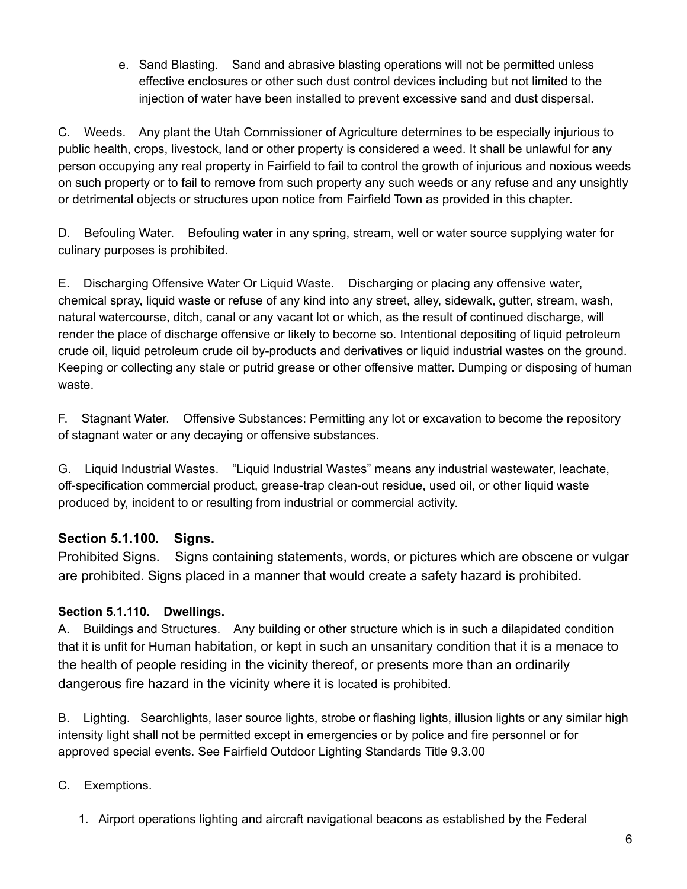e. Sand Blasting. Sand and abrasive blasting operations will not be permitted unless effective enclosures or other such dust control devices including but not limited to the injection of water have been installed to prevent excessive sand and dust dispersal.

C. Weeds. Any plant the Utah Commissioner of Agriculture determines to be especially injurious to public health, crops, livestock, land or other property is considered a weed. It shall be unlawful for any person occupying any real property in Fairfield to fail to control the growth of injurious and noxious weeds on such property or to fail to remove from such property any such weeds or any refuse and any unsightly or detrimental objects or structures upon notice from Fairfield Town as provided in this chapter.

D. Befouling Water. Befouling water in any spring, stream, well or water source supplying water for culinary purposes is prohibited.

E. Discharging Offensive Water Or Liquid Waste. Discharging or placing any offensive water, chemical spray, liquid waste or refuse of any kind into any street, alley, sidewalk, gutter, stream, wash, natural watercourse, ditch, canal or any vacant lot or which, as the result of continued discharge, will render the place of discharge offensive or likely to become so. Intentional depositing of liquid petroleum crude oil, liquid petroleum crude oil by-products and derivatives or liquid industrial wastes on the ground. Keeping or collecting any stale or putrid grease or other offensive matter. Dumping or disposing of human waste.

F. Stagnant Water. Offensive Substances: Permitting any lot or excavation to become the repository of stagnant water or any decaying or offensive substances.

G. Liquid Industrial Wastes. "Liquid Industrial Wastes" means any industrial wastewater, leachate, off-specification commercial product, grease-trap clean-out residue, used oil, or other liquid waste produced by, incident to or resulting from industrial or commercial activity.

## Section 5.1.100. Signs.

Prohibited Signs. Signs containing statements, words, or pictures which are obscene or vulgar are prohibited. Signs placed in a manner that would create a safety hazard is prohibited.

### Section 5.1.110. Dwellings.

A. Buildings and Structures. Any building or other structure which is in such a dilapidated condition that it is unfit for Human habitation, or kept in such an unsanitary condition that it is a menace to the health of people residing in the vicinity thereof, or presents more than an ordinarily dangerous fire hazard in the vicinity where it is located is prohibited.

B. Lighting. Searchlights, laser source lights, strobe or flashing lights, illusion lights or any similar high intensity light shall not be permitted except in emergencies or by police and fire personnel or for approved special events. See Fairfield Outdoor Lighting Standards Title 9.3.00

C. Exemptions.

1. Airport operations lighting and aircraft navigational beacons as established by the Federal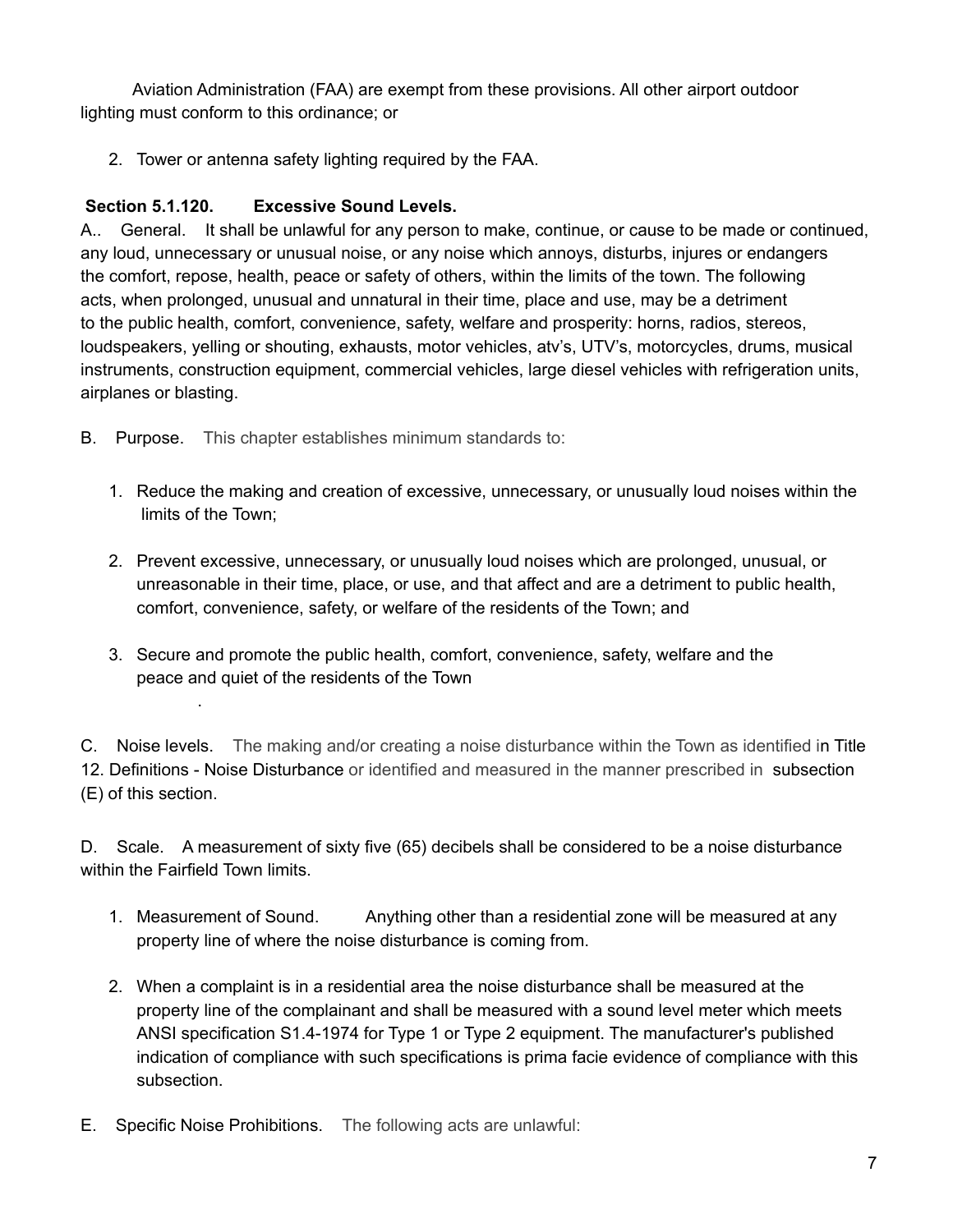Aviation Administration (FAA) are exempt from these provisions. All other airport outdoor lighting must conform to this ordinance; or

2. Tower or antenna safety lighting required by the FAA.

**Section 5.1.120. Excessive Sound Levels.**

A.. General. It shall be unlawful for any person to make, continue, or cause to be made or continued, any loud, unnecessary or unusual noise, or any noise which annoys, disturbs, injures or endangers the comfort, repose, health, peace or safety of others, within the limits of the town. The following acts, when prolonged, unusual and unnatural in their time, place and use, may be a detriment to the public health, comfort, convenience, safety, welfare and prosperity: horns, radios, stereos, loudspeakers, yelling or shouting, exhausts, motor vehicles, atv's, UTV's, motorcycles, drums, musical instruments, construction equipment, commercial vehicles, large diesel vehicles with refrigeration units, airplanes or blasting.

B. Purpose. This chapter establishes minimum standards to:

1. Reduce the making and creation of excessive, unnecessary, or unusually loud noises within the limits of the Town;
2. Prevent excessive, unnecessary, or unusually loud noises which are prolonged, unusual, or unreasonable in their time, place, or use, and that affect and are a detriment to public health, comfort, convenience, safety, or welfare of the residents of the Town; and
3. Secure and promote the public health, comfort, convenience, safety, welfare and the peace and quiet of the residents of the Town

.

C. Noise levels. The making and/or creating a noise disturbance within the Town as identified in Title 12. Definitions - Noise Disturbance or identified and measured in the manner prescribed in subsection (E) of this section.

D. Scale. A measurement of sixty five (65) decibels shall be considered to be a noise disturbance within the Fairfield Town limits.

1. Measurement of Sound. Anything other than a residential zone will be measured at any property line of where the noise disturbance is coming from.
2. When a complaint is in a residential area the noise disturbance shall be measured at the property line of the complainant and shall be measured with a sound level meter which meets ANSI specification S1.4-1974 for Type 1 or Type 2 equipment. The manufacturer's published indication of compliance with such specifications is prima facie evidence of compliance with this subsection.

E. Specific Noise Prohibitions. The following acts are unlawful: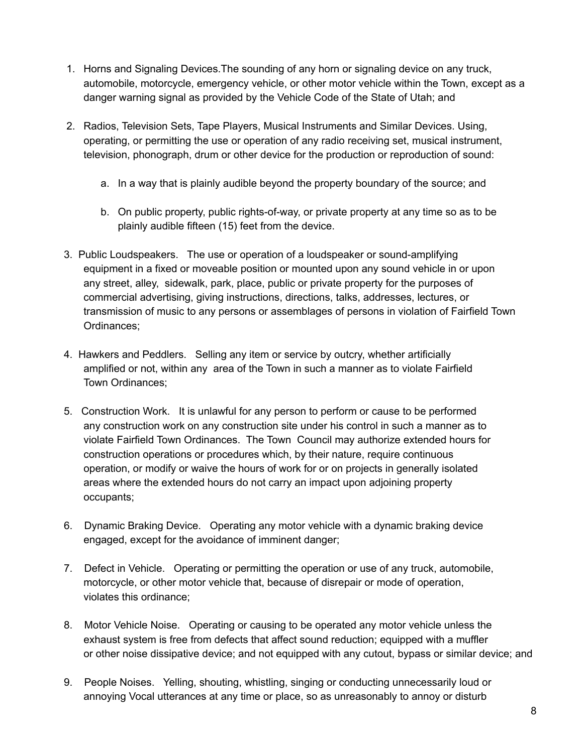1. Horns and Signaling Devices.The sounding of any horn or signaling device on any truck, automobile, motorcycle, emergency vehicle, or other motor vehicle within the Town, except as a danger warning signal as provided by the Vehicle Code of the State of Utah; and

2. Radios, Television Sets, Tape Players, Musical Instruments and Similar Devices. Using, operating, or permitting the use or operation of any radio receiving set, musical instrument, television, phonograph, drum or other device for the production or reproduction of sound:

    a. In a way that is plainly audible beyond the property boundary of the source; and

    b. On public property, public rights-of-way, or private property at any time so as to be plainly audible fifteen (15) feet from the device.

3. Public Loudspeakers. The use or operation of a loudspeaker or sound-amplifying equipment in a fixed or moveable position or mounted upon any sound vehicle in or upon any street, alley, sidewalk, park, place, public or private property for the purposes of commercial advertising, giving instructions, directions, talks, addresses, lectures, or transmission of music to any persons or assemblages of persons in violation of Fairfield Town Ordinances;

4. Hawkers and Peddlers. Selling any item or service by outcry, whether artificially amplified or not, within any area of the Town in such a manner as to violate Fairfield Town Ordinances;

5. Construction Work. It is unlawful for any person to perform or cause to be performed any construction work on any construction site under his control in such a manner as to violate Fairfield Town Ordinances. The Town Council may authorize extended hours for construction operations or procedures which, by their nature, require continuous operation, or modify or waive the hours of work for or on projects in generally isolated areas where the extended hours do not carry an impact upon adjoining property occupants;

6. Dynamic Braking Device. Operating any motor vehicle with a dynamic braking device engaged, except for the avoidance of imminent danger;

7. Defect in Vehicle. Operating or permitting the operation or use of any truck, automobile, motorcycle, or other motor vehicle that, because of disrepair or mode of operation, violates this ordinance;

8. Motor Vehicle Noise. Operating or causing to be operated any motor vehicle unless the exhaust system is free from defects that affect sound reduction; equipped with a muffler or other noise dissipative device; and not equipped with any cutout, bypass or similar device; and

9. People Noises. Yelling, shouting, whistling, singing or conducting unnecessarily loud or annoying Vocal utterances at any time or place, so as unreasonably to annoy or disturb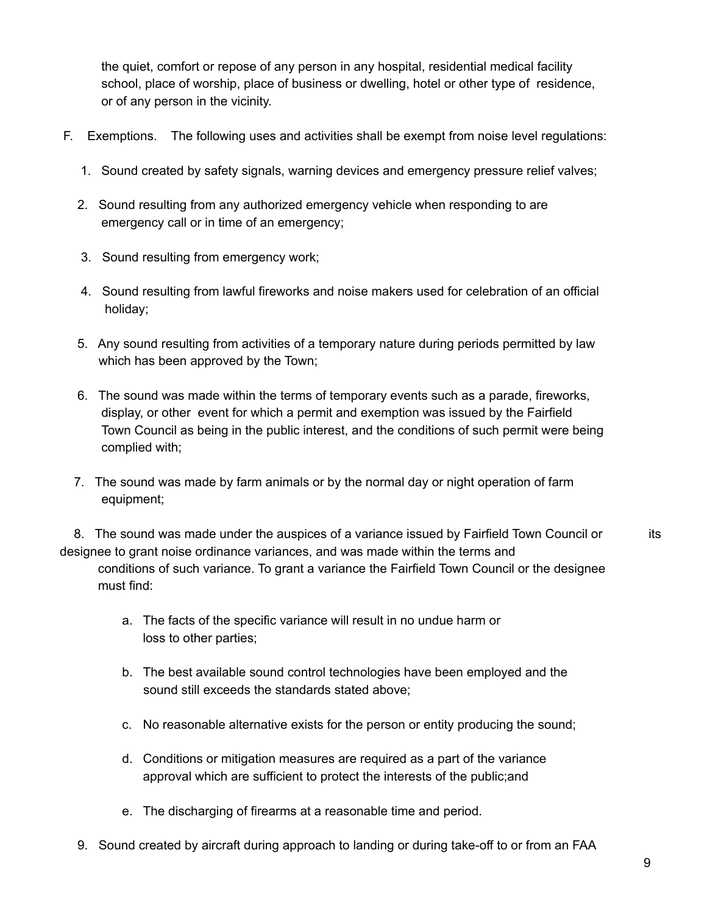the quiet, comfort or repose of any person in any hospital, residential medical facility school, place of worship, place of business or dwelling, hotel or other type of residence, or of any person in the vicinity.

F. Exemptions. The following uses and activities shall be exempt from noise level regulations:

1. Sound created by safety signals, warning devices and emergency pressure relief valves;

2. Sound resulting from any authorized emergency vehicle when responding to are emergency call or in time of an emergency;

3. Sound resulting from emergency work;

4. Sound resulting from lawful fireworks and noise makers used for celebration of an official holiday;

5. Any sound resulting from activities of a temporary nature during periods permitted by law which has been approved by the Town;

6. The sound was made within the terms of temporary events such as a parade, fireworks, display, or other event for which a permit and exemption was issued by the Fairfield Town Council as being in the public interest, and the conditions of such permit were being complied with;

7. The sound was made by farm animals or by the normal day or night operation of farm equipment;

8. The sound was made under the auspices of a variance issued by Fairfield Town Council or its designee to grant noise ordinance variances, and was made within the terms and conditions of such variance. To grant a variance the Fairfield Town Council or the designee must find:

   a. The facts of the specific variance will result in no undue harm or loss to other parties;

   b. The best available sound control technologies have been employed and the sound still exceeds the standards stated above;

   c. No reasonable alternative exists for the person or entity producing the sound;

   d. Conditions or mitigation measures are required as a part of the variance approval which are sufficient to protect the interests of the public;and

   e. The discharging of firearms at a reasonable time and period.

9. Sound created by aircraft during approach to landing or during take-off to or from an FAA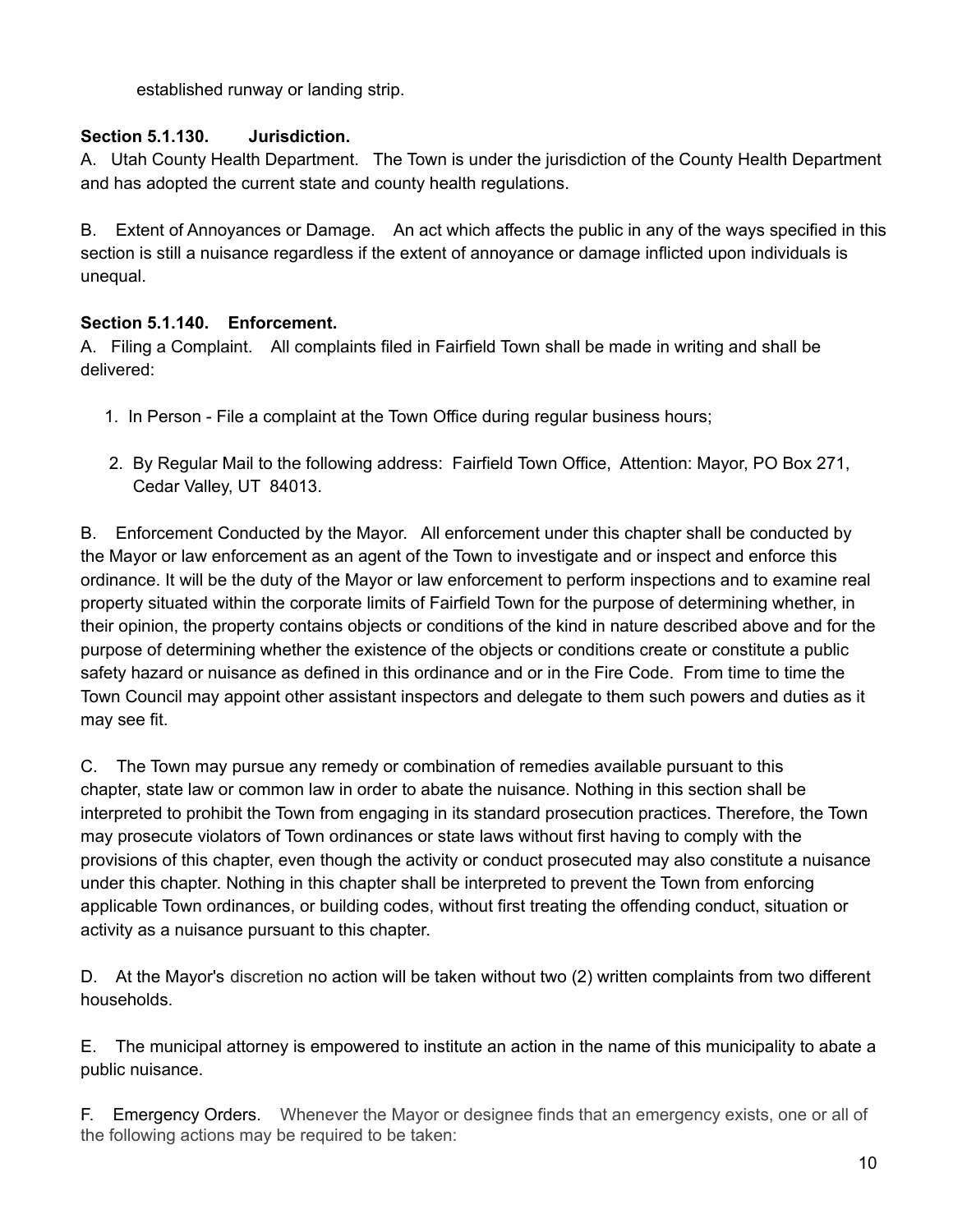established runway or landing strip.

**Section 5.1.130. Jurisdiction.**

A. Utah County Health Department. The Town is under the jurisdiction of the County Health Department and has adopted the current state and county health regulations.

B. Extent of Annoyances or Damage. An act which affects the public in any of the ways specified in this section is still a nuisance regardless if the extent of annoyance or damage inflicted upon individuals is unequal.

**Section 5.1.140. Enforcement.**

A. Filing a Complaint. All complaints filed in Fairfield Town shall be made in writing and shall be delivered:

1. In Person - File a complaint at the Town Office during regular business hours;
2. By Regular Mail to the following address: Fairfield Town Office, Attention: Mayor, PO Box 271, Cedar Valley, UT 84013.

B. Enforcement Conducted by the Mayor. All enforcement under this chapter shall be conducted by the Mayor or law enforcement as an agent of the Town to investigate and or inspect and enforce this ordinance. It will be the duty of the Mayor or law enforcement to perform inspections and to examine real property situated within the corporate limits of Fairfield Town for the purpose of determining whether, in their opinion, the property contains objects or conditions of the kind in nature described above and for the purpose of determining whether the existence of the objects or conditions create or constitute a public safety hazard or nuisance as defined in this ordinance and or in the Fire Code. From time to time the Town Council may appoint other assistant inspectors and delegate to them such powers and duties as it may see fit.

C. The Town may pursue any remedy or combination of remedies available pursuant to this chapter, state law or common law in order to abate the nuisance. Nothing in this section shall be interpreted to prohibit the Town from engaging in its standard prosecution practices. Therefore, the Town may prosecute violators of Town ordinances or state laws without first having to comply with the provisions of this chapter, even though the activity or conduct prosecuted may also constitute a nuisance under this chapter. Nothing in this chapter shall be interpreted to prevent the Town from enforcing applicable Town ordinances, or building codes, without first treating the offending conduct, situation or activity as a nuisance pursuant to this chapter.

D. At the Mayor's discretion no action will be taken without two (2) written complaints from two different households.

E. The municipal attorney is empowered to institute an action in the name of this municipality to abate a public nuisance.

F. Emergency Orders. Whenever the Mayor or designee finds that an emergency exists, one or all of the following actions may be required to be taken: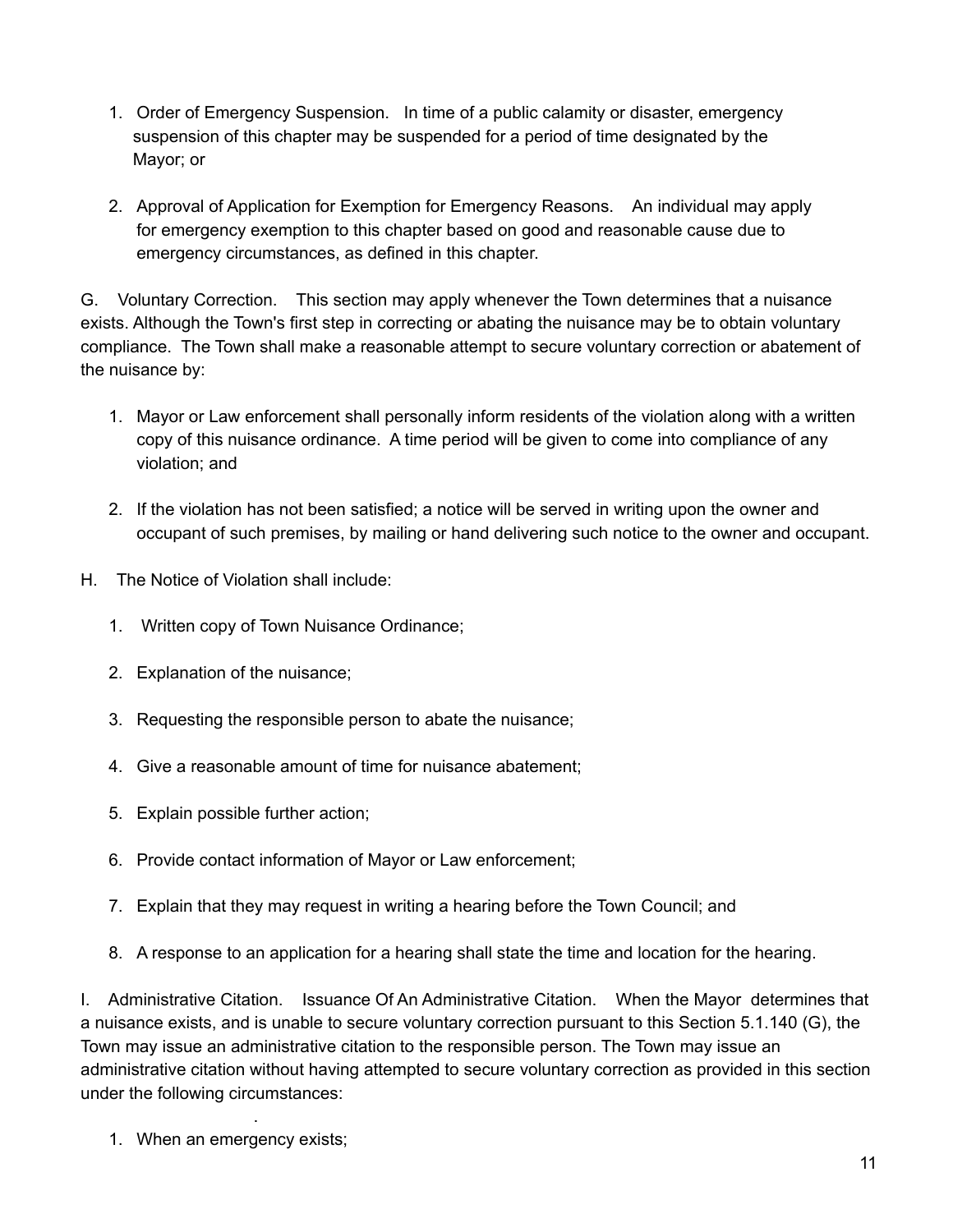1. Order of Emergency Suspension. In time of a public calamity or disaster, emergency suspension of this chapter may be suspended for a period of time designated by the Mayor; or

2. Approval of Application for Exemption for Emergency Reasons. An individual may apply for emergency exemption to this chapter based on good and reasonable cause due to emergency circumstances, as defined in this chapter.

G. Voluntary Correction. This section may apply whenever the Town determines that a nuisance exists. Although the Town's first step in correcting or abating the nuisance may be to obtain voluntary compliance. The Town shall make a reasonable attempt to secure voluntary correction or abatement of the nuisance by:

1. Mayor or Law enforcement shall personally inform residents of the violation along with a written copy of this nuisance ordinance. A time period will be given to come into compliance of any violation; and

2. If the violation has not been satisfied; a notice will be served in writing upon the owner and occupant of such premises, by mailing or hand delivering such notice to the owner and occupant.

H. The Notice of Violation shall include:

1. Written copy of Town Nuisance Ordinance;

2. Explanation of the nuisance;

3. Requesting the responsible person to abate the nuisance;

4. Give a reasonable amount of time for nuisance abatement;

5. Explain possible further action;

6. Provide contact information of Mayor or Law enforcement;

7. Explain that they may request in writing a hearing before the Town Council; and

8. A response to an application for a hearing shall state the time and location for the hearing.

I. Administrative Citation. Issuance Of An Administrative Citation. When the Mayor determines that a nuisance exists, and is unable to secure voluntary correction pursuant to this Section 5.1.140 (G), the Town may issue an administrative citation to the responsible person. The Town may issue an administrative citation without having attempted to secure voluntary correction as provided in this section under the following circumstances:

1. When an emergency exists;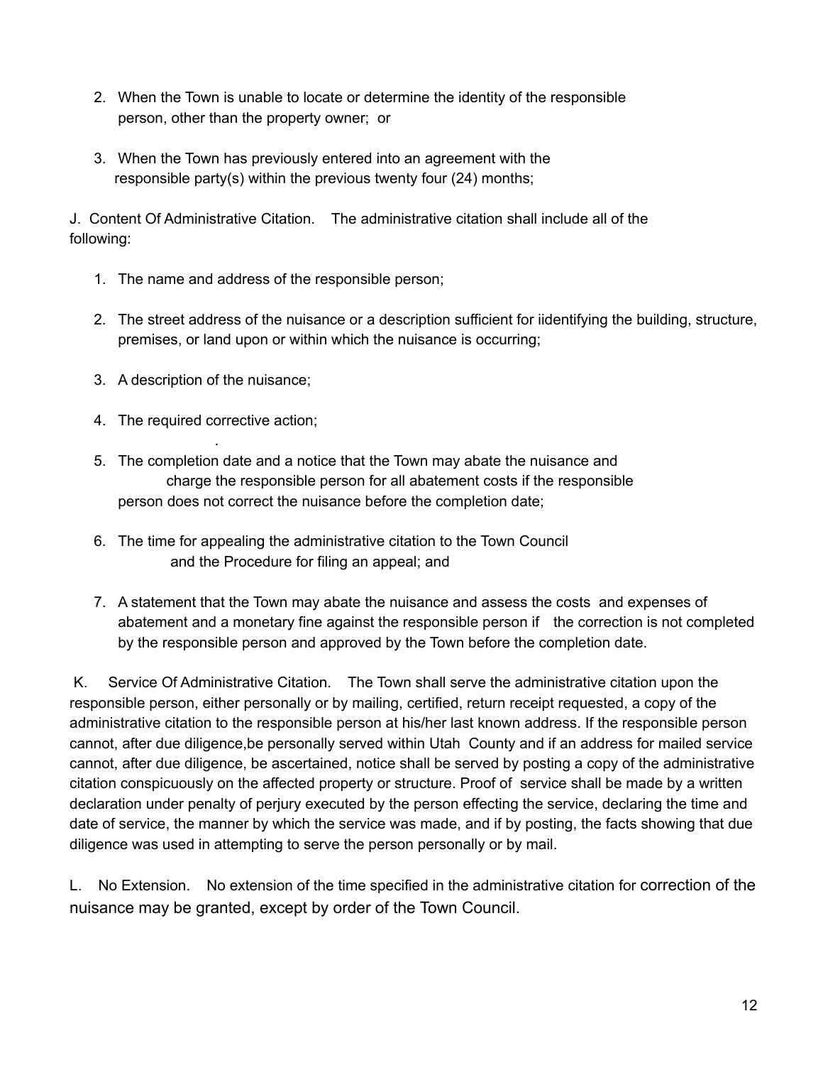2. When the Town is unable to locate or determine the identity of the responsible person, other than the property owner; or

3. When the Town has previously entered into an agreement with the responsible party(s) within the previous twenty four (24) months;

J. Content Of Administrative Citation. The administrative citation shall include all of the following:

1. The name and address of the responsible person;

2. The street address of the nuisance or a description sufficient for iidentifying the building, structure, premises, or land upon or within which the nuisance is occurring;

3. A description of the nuisance;

4. The required corrective action;

5. The completion date and a notice that the Town may abate the nuisance and charge the responsible person for all abatement costs if the responsible person does not correct the nuisance before the completion date;

6. The time for appealing the administrative citation to the Town Council and the Procedure for filing an appeal; and

7. A statement that the Town may abate the nuisance and assess the costs and expenses of abatement and a monetary fine against the responsible person if the correction is not completed by the responsible person and approved by the Town before the completion date.

K. Service Of Administrative Citation. The Town shall serve the administrative citation upon the responsible person, either personally or by mailing, certified, return receipt requested, a copy of the administrative citation to the responsible person at his/her last known address. If the responsible person cannot, after due diligence,be personally served within Utah County and if an address for mailed service cannot, after due diligence, be ascertained, notice shall be served by posting a copy of the administrative citation conspicuously on the affected property or structure. Proof of service shall be made by a written declaration under penalty of perjury executed by the person effecting the service, declaring the time and date of service, the manner by which the service was made, and if by posting, the facts showing that due diligence was used in attempting to serve the person personally or by mail.

L. No Extension. No extension of the time specified in the administrative citation for correction of the nuisance may be granted, except by order of the Town Council.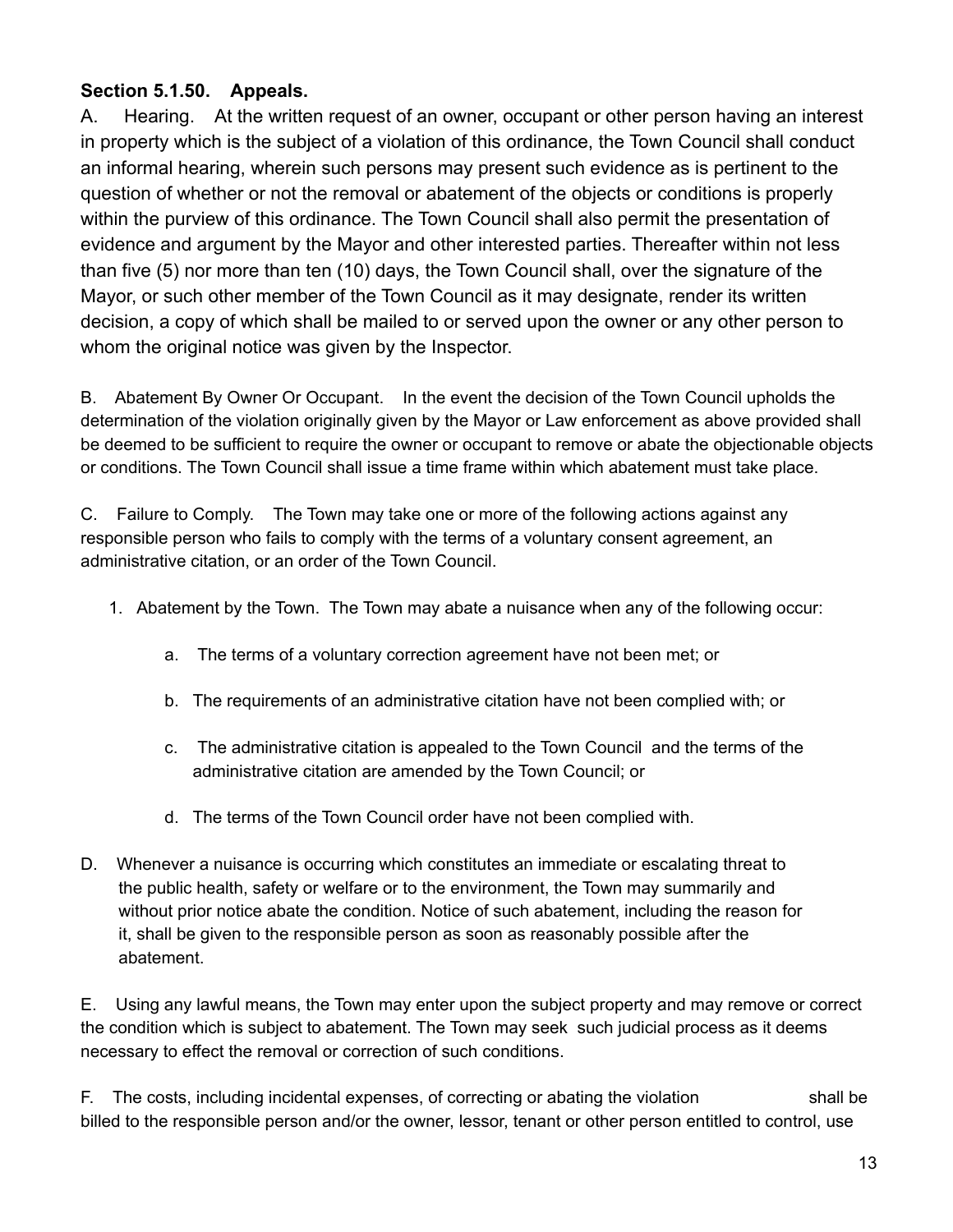**Section 5.1.50. Appeals.**

A. Hearing. At the written request of an owner, occupant or other person having an interest in property which is the subject of a violation of this ordinance, the Town Council shall conduct an informal hearing, wherein such persons may present such evidence as is pertinent to the question of whether or not the removal or abatement of the objects or conditions is properly within the purview of this ordinance. The Town Council shall also permit the presentation of evidence and argument by the Mayor and other interested parties. Thereafter within not less than five (5) nor more than ten (10) days, the Town Council shall, over the signature of the Mayor, or such other member of the Town Council as it may designate, render its written decision, a copy of which shall be mailed to or served upon the owner or any other person to whom the original notice was given by the Inspector.

B. Abatement By Owner Or Occupant. In the event the decision of the Town Council upholds the determination of the violation originally given by the Mayor or Law enforcement as above provided shall be deemed to be sufficient to require the owner or occupant to remove or abate the objectionable objects or conditions. The Town Council shall issue a time frame within which abatement must take place.

C. Failure to Comply. The Town may take one or more of the following actions against any responsible person who fails to comply with the terms of a voluntary consent agreement, an administrative citation, or an order of the Town Council.

1. Abatement by the Town. The Town may abate a nuisance when any of the following occur:

    a. The terms of a voluntary correction agreement have not been met; or

    b. The requirements of an administrative citation have not been complied with; or

    c. The administrative citation is appealed to the Town Council and the terms of the administrative citation are amended by the Town Council; or

    d. The terms of the Town Council order have not been complied with.

D. Whenever a nuisance is occurring which constitutes an immediate or escalating threat to the public health, safety or welfare or to the environment, the Town may summarily and without prior notice abate the condition. Notice of such abatement, including the reason for it, shall be given to the responsible person as soon as reasonably possible after the abatement.

E. Using any lawful means, the Town may enter upon the subject property and may remove or correct the condition which is subject to abatement. The Town may seek such judicial process as it deems necessary to effect the removal or correction of such conditions.

F. The costs, including incidental expenses, of correcting or abating the violation shall be billed to the responsible person and/or the owner, lessor, tenant or other person entitled to control, use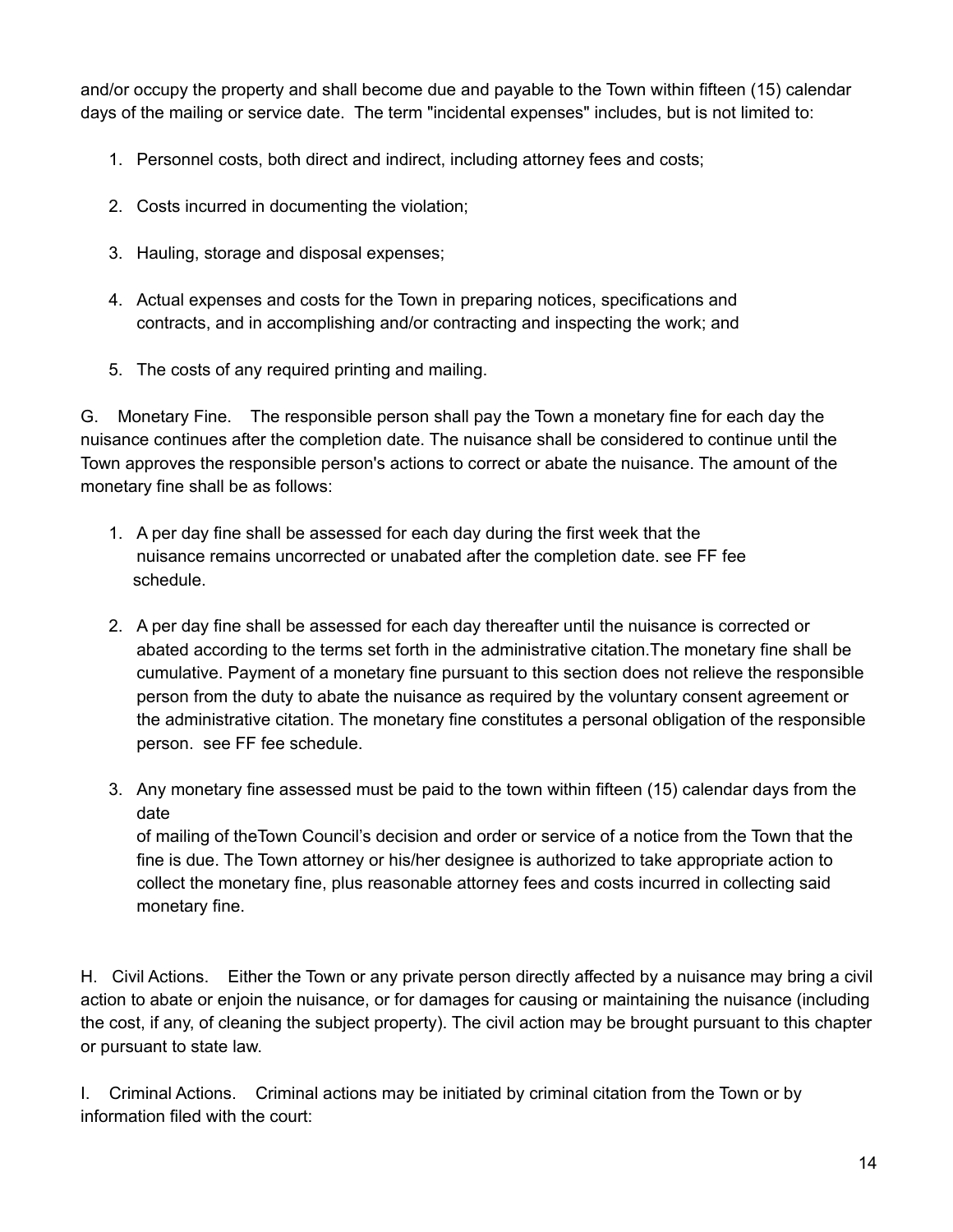and/or occupy the property and shall become due and payable to the Town within fifteen (15) calendar days of the mailing or service date. The term "incidental expenses" includes, but is not limited to:

1. Personnel costs, both direct and indirect, including attorney fees and costs;
2. Costs incurred in documenting the violation;
3. Hauling, storage and disposal expenses;
4. Actual expenses and costs for the Town in preparing notices, specifications and contracts, and in accomplishing and/or contracting and inspecting the work; and
5. The costs of any required printing and mailing.

G. Monetary Fine. The responsible person shall pay the Town a monetary fine for each day the nuisance continues after the completion date. The nuisance shall be considered to continue until the Town approves the responsible person's actions to correct or abate the nuisance. The amount of the monetary fine shall be as follows:

1. A per day fine shall be assessed for each day during the first week that the nuisance remains uncorrected or unabated after the completion date. see FF fee schedule.
2. A per day fine shall be assessed for each day thereafter until the nuisance is corrected or abated according to the terms set forth in the administrative citation.The monetary fine shall be cumulative. Payment of a monetary fine pursuant to this section does not relieve the responsible person from the duty to abate the nuisance as required by the voluntary consent agreement or the administrative citation. The monetary fine constitutes a personal obligation of the responsible person. see FF fee schedule.
3. Any monetary fine assessed must be paid to the town within fifteen (15) calendar days from the date of mailing of theTown Council's decision and order or service of a notice from the Town that the fine is due. The Town attorney or his/her designee is authorized to take appropriate action to collect the monetary fine, plus reasonable attorney fees and costs incurred in collecting said monetary fine.

H. Civil Actions. Either the Town or any private person directly affected by a nuisance may bring a civil action to abate or enjoin the nuisance, or for damages for causing or maintaining the nuisance (including the cost, if any, of cleaning the subject property). The civil action may be brought pursuant to this chapter or pursuant to state law.

I. Criminal Actions. Criminal actions may be initiated by criminal citation from the Town or by information filed with the court: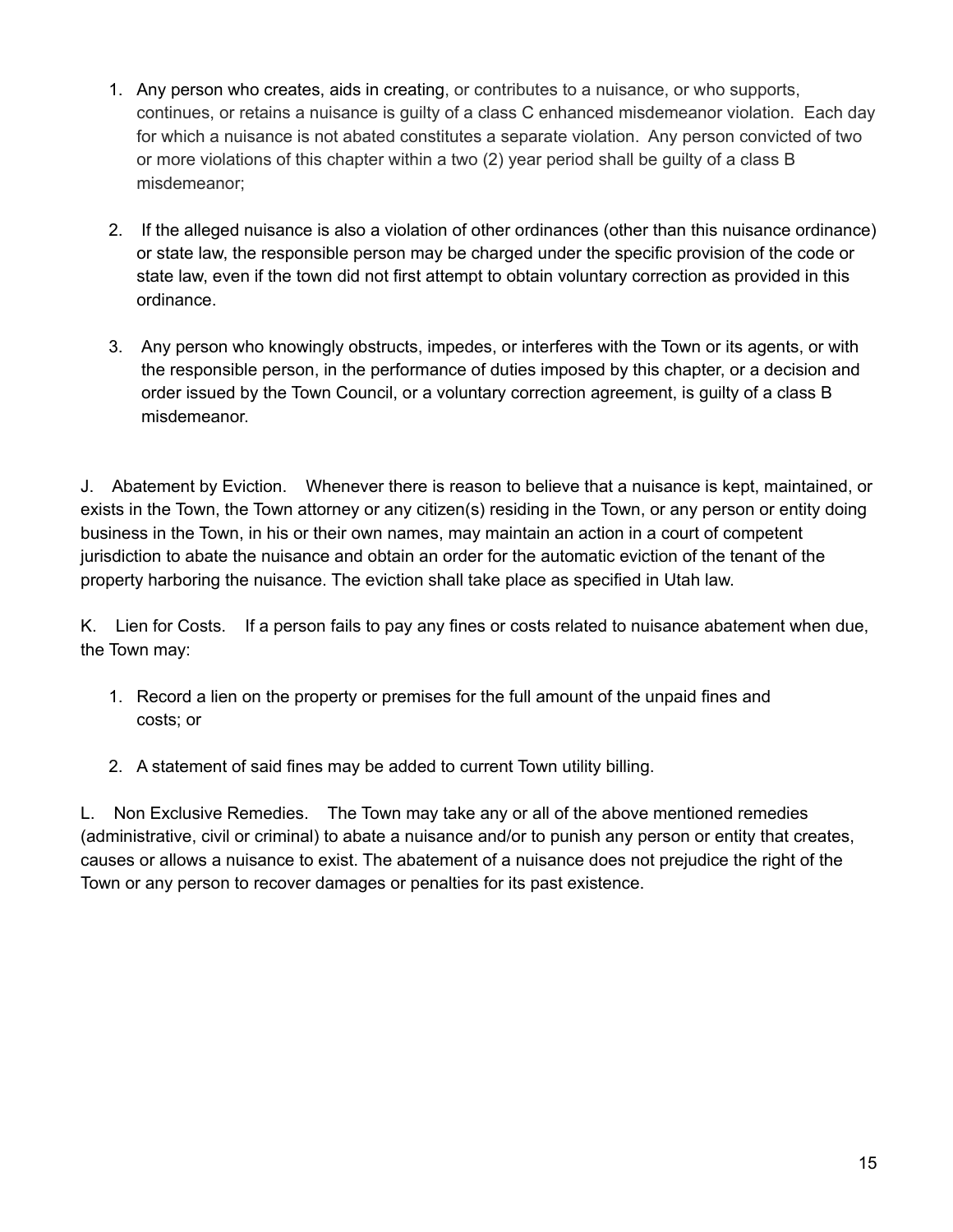1. Any person who creates, aids in creating, or contributes to a nuisance, or who supports, continues, or retains a nuisance is guilty of a class C enhanced misdemeanor violation. Each day for which a nuisance is not abated constitutes a separate violation. Any person convicted of two or more violations of this chapter within a two (2) year period shall be guilty of a class B misdemeanor;

2. If the alleged nuisance is also a violation of other ordinances (other than this nuisance ordinance) or state law, the responsible person may be charged under the specific provision of the code or state law, even if the town did not first attempt to obtain voluntary correction as provided in this ordinance.

3. Any person who knowingly obstructs, impedes, or interferes with the Town or its agents, or with the responsible person, in the performance of duties imposed by this chapter, or a decision and order issued by the Town Council, or a voluntary correction agreement, is guilty of a class B misdemeanor.

J. Abatement by Eviction. Whenever there is reason to believe that a nuisance is kept, maintained, or exists in the Town, the Town attorney or any citizen(s) residing in the Town, or any person or entity doing business in the Town, in his or their own names, may maintain an action in a court of competent jurisdiction to abate the nuisance and obtain an order for the automatic eviction of the tenant of the property harboring the nuisance. The eviction shall take place as specified in Utah law.

K. Lien for Costs. If a person fails to pay any fines or costs related to nuisance abatement when due, the Town may:

1. Record a lien on the property or premises for the full amount of the unpaid fines and costs; or

2. A statement of said fines may be added to current Town utility billing.

L. Non Exclusive Remedies. The Town may take any or all of the above mentioned remedies (administrative, civil or criminal) to abate a nuisance and/or to punish any person or entity that creates, causes or allows a nuisance to exist. The abatement of a nuisance does not prejudice the right of the Town or any person to recover damages or penalties for its past existence.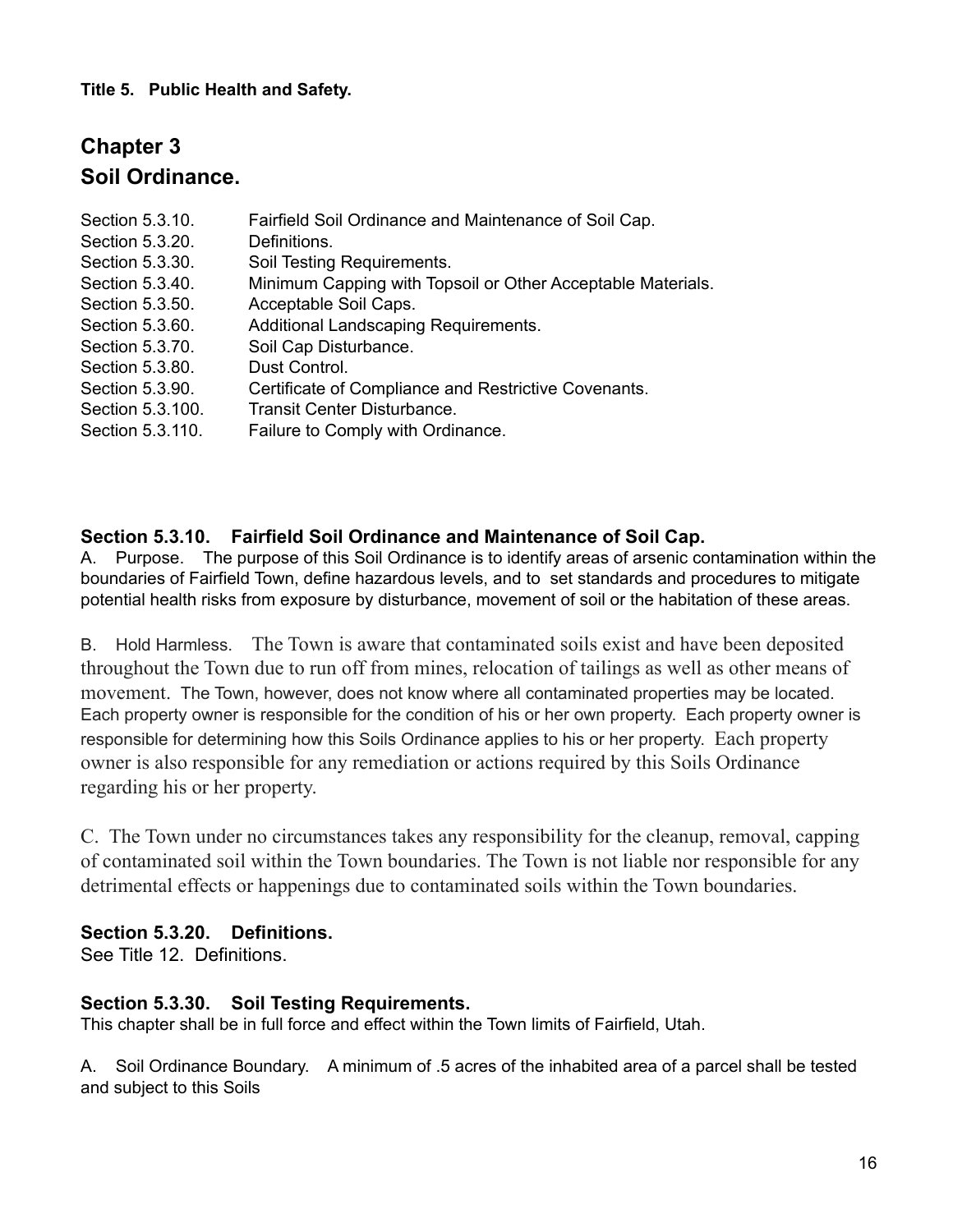**Title 5. Public Health and Safety.**

## Chapter 3
## Soil Ordinance.

| | |
|---|---|
| Section 5.3.10. | Fairfield Soil Ordinance and Maintenance of Soil Cap. |
| Section 5.3.20. | Definitions. |
| Section 5.3.30. | Soil Testing Requirements. |
| Section 5.3.40. | Minimum Capping with Topsoil or Other Acceptable Materials. |
| Section 5.3.50. | Acceptable Soil Caps. |
| Section 5.3.60. | Additional Landscaping Requirements. |
| Section 5.3.70. | Soil Cap Disturbance. |
| Section 5.3.80. | Dust Control. |
| Section 5.3.90. | Certificate of Compliance and Restrictive Covenants. |
| Section 5.3.100. | Transit Center Disturbance. |
| Section 5.3.110. | Failure to Comply with Ordinance. |

### Section 5.3.10. Fairfield Soil Ordinance and Maintenance of Soil Cap.

A. Purpose. The purpose of this Soil Ordinance is to identify areas of arsenic contamination within the boundaries of Fairfield Town, define hazardous levels, and to set standards and procedures to mitigate potential health risks from exposure by disturbance, movement of soil or the habitation of these areas.

B. Hold Harmless. The Town is aware that contaminated soils exist and have been deposited throughout the Town due to run off from mines, relocation of tailings as well as other means of movement. The Town, however, does not know where all contaminated properties may be located. Each property owner is responsible for the condition of his or her own property. Each property owner is responsible for determining how this Soils Ordinance applies to his or her property. Each property owner is also responsible for any remediation or actions required by this Soils Ordinance regarding his or her property.

C. The Town under no circumstances takes any responsibility for the cleanup, removal, capping of contaminated soil within the Town boundaries. The Town is not liable nor responsible for any detrimental effects or happenings due to contaminated soils within the Town boundaries.

### Section 5.3.20. Definitions.

See Title 12. Definitions.

### Section 5.3.30. Soil Testing Requirements.

This chapter shall be in full force and effect within the Town limits of Fairfield, Utah.

A. Soil Ordinance Boundary. A minimum of .5 acres of the inhabited area of a parcel shall be tested and subject to this Soils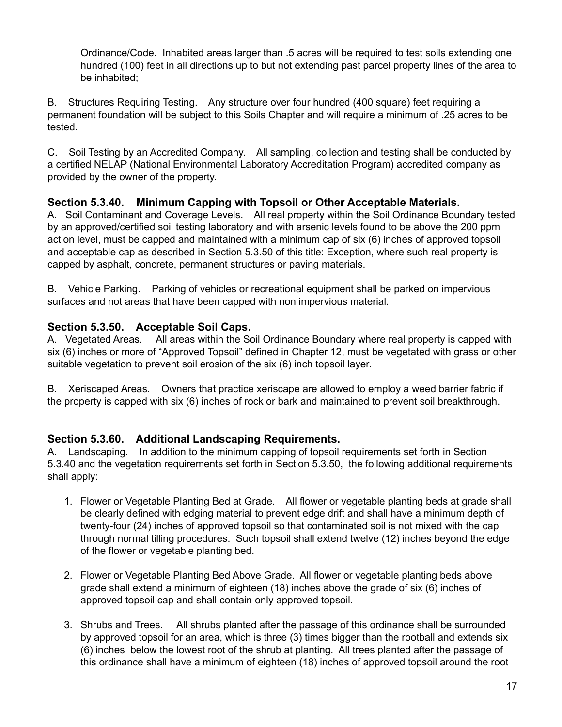Ordinance/Code. Inhabited areas larger than .5 acres will be required to test soils extending one hundred (100) feet in all directions up to but not extending past parcel property lines of the area to be inhabited;

B. Structures Requiring Testing. Any structure over four hundred (400 square) feet requiring a permanent foundation will be subject to this Soils Chapter and will require a minimum of .25 acres to be tested.

C. Soil Testing by an Accredited Company. All sampling, collection and testing shall be conducted by a certified NELAP (National Environmental Laboratory Accreditation Program) accredited company as provided by the owner of the property.

### Section 5.3.40. Minimum Capping with Topsoil or Other Acceptable Materials.

A. Soil Contaminant and Coverage Levels. All real property within the Soil Ordinance Boundary tested by an approved/certified soil testing laboratory and with arsenic levels found to be above the 200 ppm action level, must be capped and maintained with a minimum cap of six (6) inches of approved topsoil and acceptable cap as described in Section 5.3.50 of this title: Exception, where such real property is capped by asphalt, concrete, permanent structures or paving materials.

B. Vehicle Parking. Parking of vehicles or recreational equipment shall be parked on impervious surfaces and not areas that have been capped with non impervious material.

### Section 5.3.50. Acceptable Soil Caps.

A. Vegetated Areas. All areas within the Soil Ordinance Boundary where real property is capped with six (6) inches or more of "Approved Topsoil" defined in Chapter 12, must be vegetated with grass or other suitable vegetation to prevent soil erosion of the six (6) inch topsoil layer.

B. Xeriscaped Areas. Owners that practice xeriscape are allowed to employ a weed barrier fabric if the property is capped with six (6) inches of rock or bark and maintained to prevent soil breakthrough.

### Section 5.3.60. Additional Landscaping Requirements.

A. Landscaping. In addition to the minimum capping of topsoil requirements set forth in Section 5.3.40 and the vegetation requirements set forth in Section 5.3.50, the following additional requirements shall apply:

1. Flower or Vegetable Planting Bed at Grade. All flower or vegetable planting beds at grade shall be clearly defined with edging material to prevent edge drift and shall have a minimum depth of twenty-four (24) inches of approved topsoil so that contaminated soil is not mixed with the cap through normal tilling procedures. Such topsoil shall extend twelve (12) inches beyond the edge of the flower or vegetable planting bed.

2. Flower or Vegetable Planting Bed Above Grade. All flower or vegetable planting beds above grade shall extend a minimum of eighteen (18) inches above the grade of six (6) inches of approved topsoil cap and shall contain only approved topsoil.

3. Shrubs and Trees. All shrubs planted after the passage of this ordinance shall be surrounded by approved topsoil for an area, which is three (3) times bigger than the rootball and extends six (6) inches below the lowest root of the shrub at planting. All trees planted after the passage of this ordinance shall have a minimum of eighteen (18) inches of approved topsoil around the root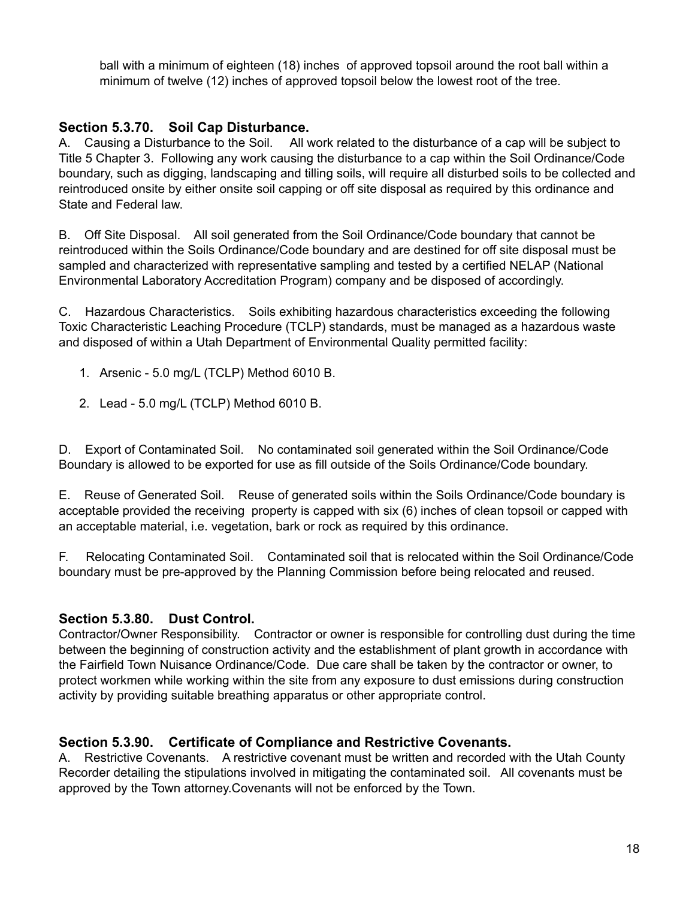ball with a minimum of eighteen (18) inches of approved topsoil around the root ball within a minimum of twelve (12) inches of approved topsoil below the lowest root of the tree.

### Section 5.3.70. Soil Cap Disturbance.

A. Causing a Disturbance to the Soil. All work related to the disturbance of a cap will be subject to Title 5 Chapter 3. Following any work causing the disturbance to a cap within the Soil Ordinance/Code boundary, such as digging, landscaping and tilling soils, will require all disturbed soils to be collected and reintroduced onsite by either onsite soil capping or off site disposal as required by this ordinance and State and Federal law.

B. Off Site Disposal. All soil generated from the Soil Ordinance/Code boundary that cannot be reintroduced within the Soils Ordinance/Code boundary and are destined for off site disposal must be sampled and characterized with representative sampling and tested by a certified NELAP (National Environmental Laboratory Accreditation Program) company and be disposed of accordingly.

C. Hazardous Characteristics. Soils exhibiting hazardous characteristics exceeding the following Toxic Characteristic Leaching Procedure (TCLP) standards, must be managed as a hazardous waste and disposed of within a Utah Department of Environmental Quality permitted facility:

1. Arsenic - 5.0 mg/L (TCLP) Method 6010 B.
2. Lead - 5.0 mg/L (TCLP) Method 6010 B.

D. Export of Contaminated Soil. No contaminated soil generated within the Soil Ordinance/Code Boundary is allowed to be exported for use as fill outside of the Soils Ordinance/Code boundary.

E. Reuse of Generated Soil. Reuse of generated soils within the Soils Ordinance/Code boundary is acceptable provided the receiving property is capped with six (6) inches of clean topsoil or capped with an acceptable material, i.e. vegetation, bark or rock as required by this ordinance.

F. Relocating Contaminated Soil. Contaminated soil that is relocated within the Soil Ordinance/Code boundary must be pre-approved by the Planning Commission before being relocated and reused.

### Section 5.3.80. Dust Control.

Contractor/Owner Responsibility. Contractor or owner is responsible for controlling dust during the time between the beginning of construction activity and the establishment of plant growth in accordance with the Fairfield Town Nuisance Ordinance/Code. Due care shall be taken by the contractor or owner, to protect workmen while working within the site from any exposure to dust emissions during construction activity by providing suitable breathing apparatus or other appropriate control.

### Section 5.3.90. Certificate of Compliance and Restrictive Covenants.

A. Restrictive Covenants. A restrictive covenant must be written and recorded with the Utah County Recorder detailing the stipulations involved in mitigating the contaminated soil. All covenants must be approved by the Town attorney.Covenants will not be enforced by the Town.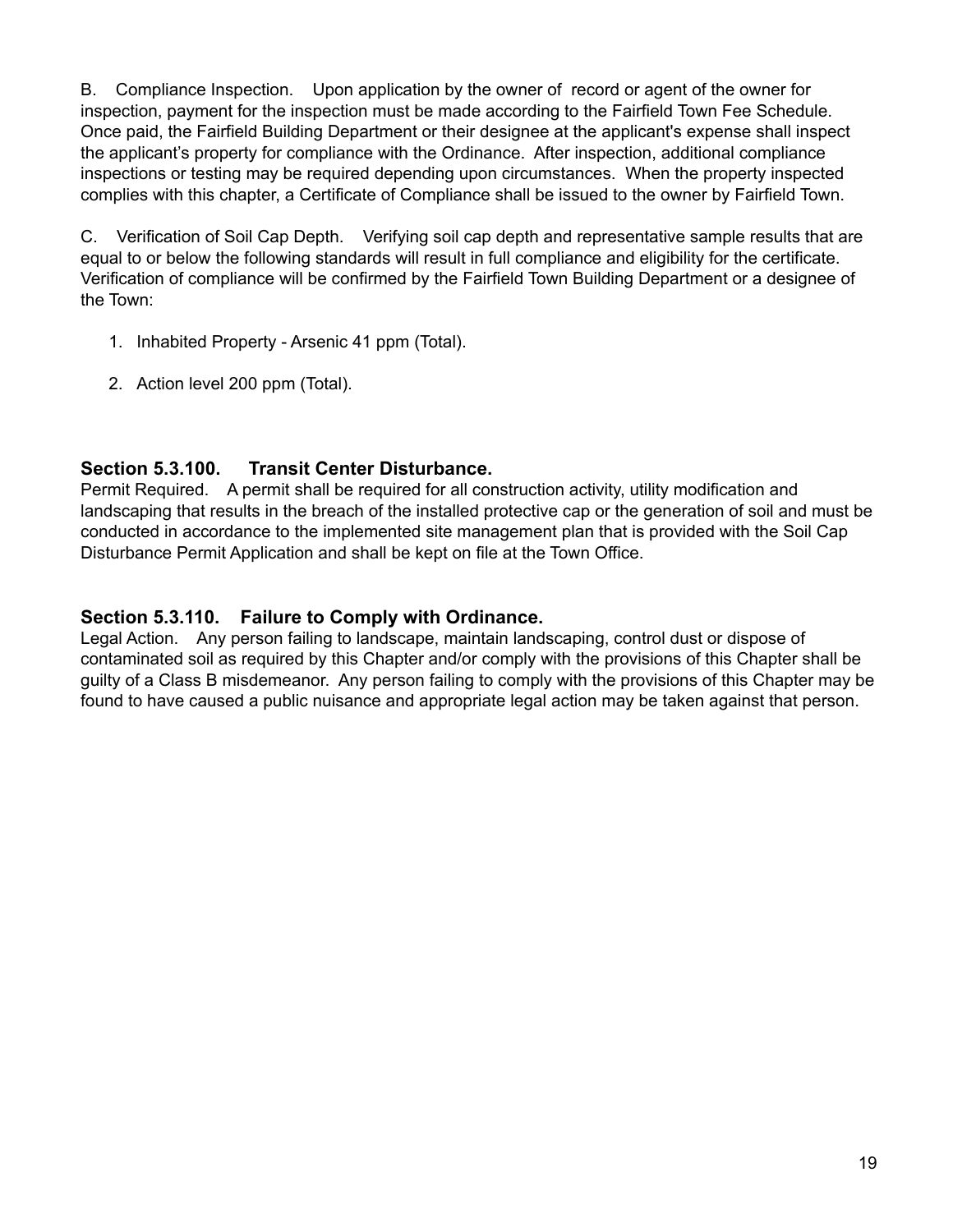B. Compliance Inspection. Upon application by the owner of record or agent of the owner for inspection, payment for the inspection must be made according to the Fairfield Town Fee Schedule. Once paid, the Fairfield Building Department or their designee at the applicant's expense shall inspect the applicant's property for compliance with the Ordinance. After inspection, additional compliance inspections or testing may be required depending upon circumstances. When the property inspected complies with this chapter, a Certificate of Compliance shall be issued to the owner by Fairfield Town.

C. Verification of Soil Cap Depth. Verifying soil cap depth and representative sample results that are equal to or below the following standards will result in full compliance and eligibility for the certificate. Verification of compliance will be confirmed by the Fairfield Town Building Department or a designee of the Town:

1. Inhabited Property - Arsenic 41 ppm (Total).
2. Action level 200 ppm (Total).

### Section 5.3.100. Transit Center Disturbance.

Permit Required. A permit shall be required for all construction activity, utility modification and landscaping that results in the breach of the installed protective cap or the generation of soil and must be conducted in accordance to the implemented site management plan that is provided with the Soil Cap Disturbance Permit Application and shall be kept on file at the Town Office.

### Section 5.3.110. Failure to Comply with Ordinance.

Legal Action. Any person failing to landscape, maintain landscaping, control dust or dispose of contaminated soil as required by this Chapter and/or comply with the provisions of this Chapter shall be guilty of a Class B misdemeanor. Any person failing to comply with the provisions of this Chapter may be found to have caused a public nuisance and appropriate legal action may be taken against that person.